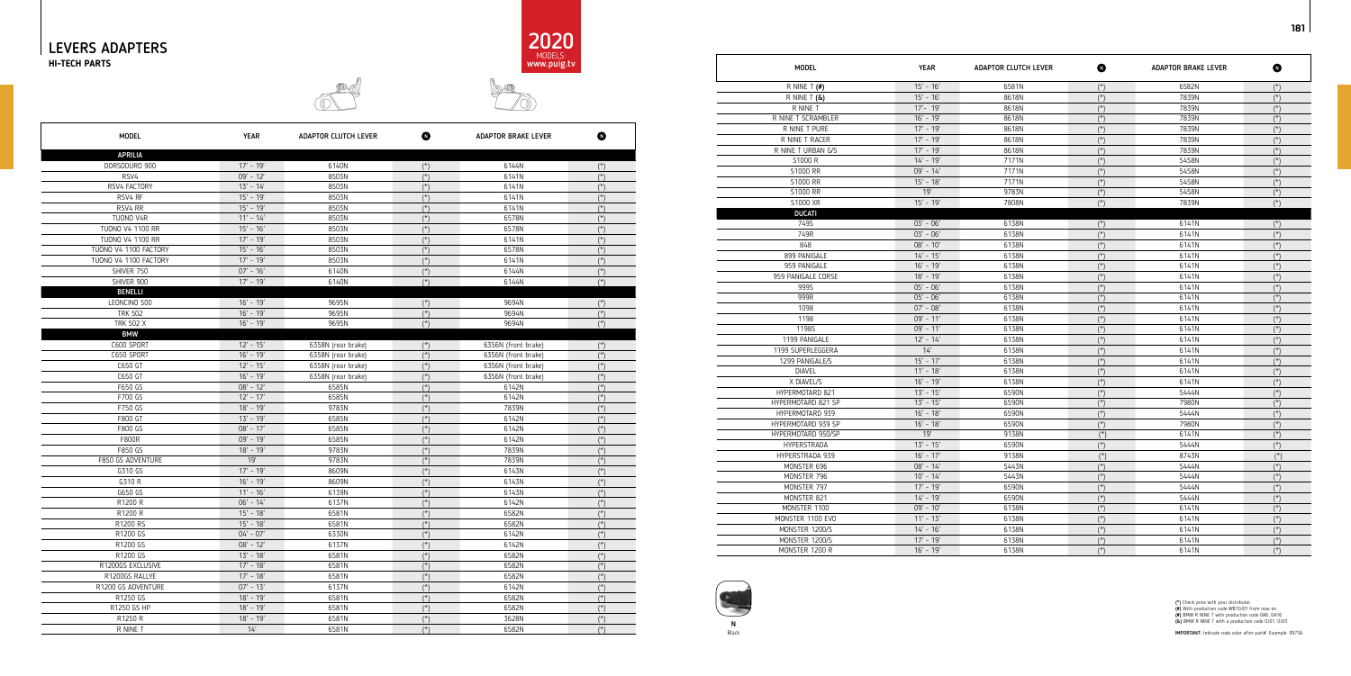# LEVERS ADAPTERS

**HI-TECH PARTS**

2020 MODELS: www.puig.tv

| MODEL | YEAR | ADAPTOR CLUTCH LEVER | N | ADAPTOR BRAKE LEVER | N |
|---|---|---|---|---|---|
| **APRILIA** | | | | | |
| DORSODURO 900 | 17' - 19' | 6140N | (*) | 6144N | (*) |
| RSV4 | 09' - 12' | 8503N | (*) | 6141N | (*) |
| RSV4 FACTORY | 13' - 14' | 8503N | (*) | 6141N | (*) |
| RSV4 RF | 15' - 19' | 8503N | (*) | 6141N | (*) |
| RSV4 RR | 15' - 19' | 8503N | (*) | 6141N | (*) |
| TUONO V4R | 11' - 14' | 8503N | (*) | 6578N | (*) |
| TUONO V4 1100 RR | 15' - 16' | 8503N | (*) | 6578N | (*) |
| TUONO V4 1100 RR | 17' - 19' | 8503N | (*) | 6141N | (*) |
| TUONO V4 1100 FACTORY | 15' - 16' | 8503N | (*) | 6578N | (*) |
| TUONO V4 1100 FACTORY | 17' - 19' | 8503N | (*) | 6141N | (*) |
| SHIVER 750 | 07' - 16' | 6140N | (*) | 6144N | (*) |
| SHIVER 900 | 17' - 19' | 6140N | (*) | 6144N | (*) |
| **BENELLI** | | | | | |
| LEONCINO 500 | 16' - 19' | 9695N | (*) | 9694N | (*) |
| TRK 502 | 16' - 19' | 9695N | (*) | 9694N | (*) |
| TRK 502 X | 16' - 19' | 9695N | (*) | 9694N | (*) |
| **BMW** | | | | | |
| C600 SPORT | 12' - 15' | 6358N (rear brake) | (*) | 6356N (front brake) | (*) |
| C650 SPORT | 16' - 19' | 6358N (rear brake) | (*) | 6356N (front brake) | (*) |
| C650 GT | 12' - 15' | 6358N (rear brake) | (*) | 6356N (front brake) | (*) |
| C650 GT | 16' - 19' | 6358N (rear brake) | (*) | 6356N (front brake) | (*) |
| F650 GS | 08' - 12' | 6585N | (*) | 6142N | (*) |
| F700 GS | 12' - 17' | 6585N | (*) | 6142N | (*) |
| F750 GS | 18' - 19' | 9783N | (*) | 7839N | (*) |
| F800 GT | 13' - 19' | 6585N | (*) | 6142N | (*) |
| F800 GS | 08' - 17' | 6585N | (*) | 6142N | (*) |
| F800R | 09' - 19' | 6585N | (*) | 6142N | (*) |
| F850 GS | 18' - 19' | 9783N | (*) | 7839N | (*) |
| F850 GS ADVENTURE | 19' | 9783N | (*) | 7839N | (*) |
| G310 GS | 17' - 19' | 8609N | (*) | 6143N | (*) |
| G310 R | 16' - 19' | 8609N | (*) | 6143N | (*) |
| G650 GS | 11' - 16' | 6139N | (*) | 6143N | (*) |
| R1200 R | 06' - 14' | 6137N | (*) | 6142N | (*) |
| R1200 R | 15' - 18' | 6581N | (*) | 6582N | (*) |
| R1200 RS | 15' - 18' | 6581N | (*) | 6582N | (*) |
| R1200 GS | 04' - 07' | 6330N | (*) | 6142N | (*) |
| R1200 GS | 08' - 12' | 6137N | (*) | 6142N | (*) |
| R1200 GS | 13' - 18' | 6581N | (*) | 6582N | (*) |
| R1200GS EXCLUSIVE | 17' - 18' | 6581N | (*) | 6582N | (*) |
| R1200GS RALLYE | 17' - 18' | 6581N | (*) | 6582N | (*) |
| R1200 GS ADVENTURE | 07' - 13' | 6137N | (*) | 6142N | (*) |
| R1250 GS | 18' - 19' | 6581N | (*) | 6582N | (*) |
| R1250 GS HP | 18' - 19' | 6581N | (*) | 6582N | (*) |
| R1250 R | 18' - 19' | 6581N | (*) | 3628N | (*) |
| R NINE T | 14' | 6581N | (*) | 6582N | (*) |
| R NINE T (#) | 15' - 16' | 6581N | (*) | 6582N | (*) |
| R NINE T (&) | 15' - 16' | 8618N | (*) | 7839N | (*) |
| R NINE T | 17' - 19' | 8618N | (*) | 7839N | (*) |
| R NINE T SCRAMBLER | 16' - 19' | 8618N | (*) | 7839N | (*) |
| R NINE T PURE | 17' - 19' | 8618N | (*) | 7839N | (*) |
| R NINE T RACER | 17' - 19' | 8618N | (*) | 7839N | (*) |
| R NINE T URBAN G/S | 17' - 19' | 8618N | (*) | 7839N | (*) |
| S1000 R | 14' - 19' | 7171N | (*) | 5458N | (*) |
| S1000 RR | 09' - 14' | 7171N | (*) | 5458N | (*) |
| S1000 RR | 15' - 18' | 7171N | (*) | 5458N | (*) |
| S1000 RR | 19' | 9783N | (*) | 5458N | (*) |
| S1000 XR | 15' - 19' | 7808N | (*) | 7839N | (*) |
| **DUCATI** | | | | | |
| 749S | 03' - 06' | 6138N | (*) | 6141N | (*) |
| 749R | 03' - 06' | 6138N | (*) | 6141N | (*) |
| 848 | 08' - 10' | 6138N | (*) | 6141N | (*) |
| 899 PANIGALE | 14' - 15' | 6138N | (*) | 6141N | (*) |
| 959 PANIGALE | 16' - 19' | 6138N | (*) | 6141N | (*) |
| 959 PANIGALE CORSE | 18' - 19' | 6138N | (*) | 6141N | (*) |
| 999S | 05' - 06' | 6138N | (*) | 6141N | (*) |
| 999R | 05' - 06' | 6138N | (*) | 6141N | (*) |
| 1098 | 07' - 08' | 6138N | (*) | 6141N | (*) |
| 1198 | 09' - 11' | 6138N | (*) | 6141N | (*) |
| 1198S | 09' - 11' | 6138N | (*) | 6141N | (*) |
| 1199 PANIGALE | 12' - 14' | 6138N | (*) | 6141N | (*) |
| 1199 SUPERLEGGERA | 14' | 6138N | (*) | 6141N | (*) |
| 1299 PANIGALE/S | 15' - 17' | 6138N | (*) | 6141N | (*) |
| DIAVEL | 11' - 18' | 6138N | (*) | 6141N | (*) |
| X DIAVEL/S | 16' - 19' | 6138N | (*) | 6141N | (*) |
| HYPERMOTARD 821 | 13' - 15' | 6590N | (*) | 5444N | (*) |
| HYPERMOTARD 821 SP | 13' - 15' | 6590N | (*) | 7980N | (*) |
| HYPERMOTARD 939 | 16' - 18' | 6590N | (*) | 5444N | (*) |
| HYPERMOTARD 939 SP | 16' - 18' | 6590N | (*) | 7980N | (*) |
| HYPERMOTARD 950/SP | 19' | 9138N | (*) | 6141N | (*) |
| HYPERSTRADA | 13' - 15' | 6590N | (*) | 5444N | (*) |
| HYPERSTRADA 939 | 16' - 17' | 9138N | (*) | 8743N | (*) |
| MONSTER 696 | 08' - 14' | 5443N | (*) | 5444N | (*) |
| MONSTER 796 | 10' - 14' | 5443N | (*) | 5444N | (*) |
| MONSTER 797 | 17' - 19' | 6590N | (*) | 5444N | (*) |
| MONSTER 821 | 14' - 19' | 6590N | (*) | 5444N | (*) |
| MONSTER 1100 | 09' - 10' | 6138N | (*) | 6141N | (*) |
| MONSTER 1100 EVO | 11' - 13' | 6138N | (*) | 6141N | (*) |
| MONSTER 1200/S | 14' - 16' | 6138N | (*) | 6141N | (*) |
| MONSTER 1200/S | 17' - 19' | 6138N | (*) | 6141N | (*) |
| MONSTER 1200 R | 16' - 19' | 6138N | (*) | 6141N | (*) |

N
Black

(*) Check price with your distributor.
(#) With production code WB10/01 from now on.
(#) BMW R NINE T with production code 0A6, 0A16
(&) BMW R NINE T with a production code 0J01, 0J00

IMPORTANT: Indicate code color after part#. Example: 6973A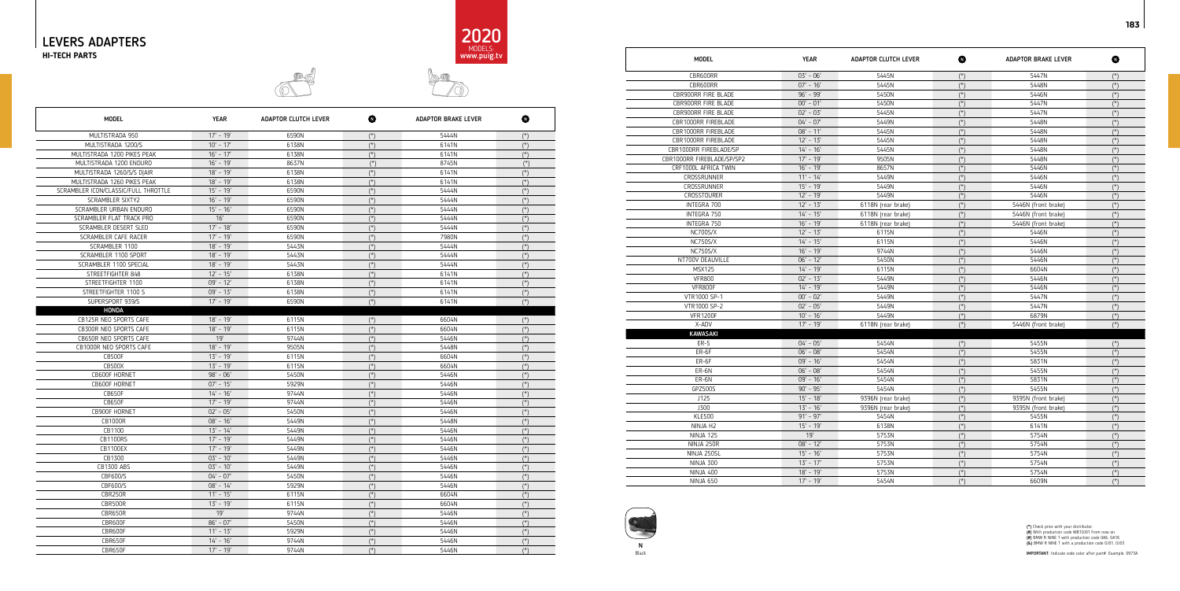# LEVERS ADAPTERS

**HI-TECH PARTS**

2020 MODELS: www.puig.tv

| MODEL | YEAR | ADAPTOR CLUTCH LEVER | N | ADAPTOR BRAKE LEVER | N |
|---|---|---|---|---|---|
| MULTISTRADA 950 | 17' - 19' | 6590N | (*) | 5444N | (*) |
| MULTISTRADA 1200/S | 10' - 17' | 6138N | (*) | 6141N | (*) |
| MULTISTRADA 1200 PIKES PEAK | 16' - 17' | 6138N | (*) | 6141N | (*) |
| MULTISTRADA 1200 ENDURO | 16' - 19' | 8657N | (*) | 8745N | (*) |
| MULTISTRADA 1260/S/S DJAIR | 18' - 19' | 6138N | (*) | 6141N | (*) |
| MULTISTRADA 1260 PIKES PEAK | 18' - 19' | 6138N | (*) | 6141N | (*) |
| SCRAMBLER ICON/CLASSIC/FULL THROTTLE | 15' - 19' | 6590N | (*) | 5444N | (*) |
| SCRAMBLER SIXTY2 | 16' - 19' | 6590N | (*) | 5444N | (*) |
| SCRAMBLER URBAN ENDURO | 15' - 16' | 6590N | (*) | 5444N | (*) |
| SCRAMBLER FLAT TRACK PRO | 16' | 6590N | (*) | 5444N | (*) |
| SCRAMBLER DESERT SLED | 17' - 18' | 6590N | (*) | 5444N | (*) |
| SCRAMBLER CAFE RACER | 17' - 19' | 6590N | (*) | 7980N | (*) |
| SCRAMBLER 1100 | 18' - 19' | 5443N | (*) | 5444N | (*) |
| SCRAMBLER 1100 SPORT | 18' - 19' | 5443N | (*) | 5444N | (*) |
| SCRAMBLER 1100 SPECIAL | 18' - 19' | 5443N | (*) | 5444N | (*) |
| STREETFIGHTER 848 | 12' - 15' | 6138N | (*) | 6141N | (*) |
| STREETFIGHTER 1100 | 09' - 12' | 6138N | (*) | 6141N | (*) |
| STREETFIGHTER 1100 S | 09' - 13' | 6138N | (*) | 6141N | (*) |
| SUPERSPORT 939/S | 17' - 19' | 6590N | (*) | 6141N | (*) |
| **HONDA** | | | | | |
| CB125R NEO SPORTS CAFE | 18' - 19' | 6115N | (*) | 6604N | (*) |
| CB300R NEO SPORTS CAFE | 18' - 19' | 6115N | (*) | 6604N | (*) |
| CB650R NEO SPORTS CAFE | 19' | 9744N | (*) | 5446N | (*) |
| CB1000R NEO SPORTS CAFE | 18' - 19' | 9505N | (*) | 5448N | (*) |
| CB500F | 13' - 19' | 6115N | (*) | 6604N | (*) |
| CB500X | 13' - 19' | 6115N | (*) | 6604N | (*) |
| CB600F HORNET | 98' - 06' | 5450N | (*) | 5446N | (*) |
| CB600F HORNET | 07' - 15' | 5929N | (*) | 5446N | (*) |
| CB650F | 14' - 16' | 9744N | (*) | 5446N | (*) |
| CB650F | 17' - 19' | 9744N | (*) | 5446N | (*) |
| CB900F HORNET | 02' - 05' | 5450N | (*) | 5446N | (*) |
| CB1000R | 08' - 16' | 5449N | (*) | 5448N | (*) |
| CB1100 | 13' - 14' | 5449N | (*) | 5446N | (*) |
| CB1100RS | 17' - 19' | 5449N | (*) | 5446N | (*) |
| CB1100EX | 17' - 19' | 5449N | (*) | 5446N | (*) |
| CB1300 | 03' - 10' | 5449N | (*) | 5446N | (*) |
| CB1300 ABS | 03' - 10' | 5449N | (*) | 5446N | (*) |
| CBF600/S | 04' - 07' | 5450N | (*) | 5446N | (*) |
| CBF600/S | 08' - 14' | 5929N | (*) | 5446N | (*) |
| CBR250R | 11' - 15' | 6115N | (*) | 6604N | (*) |
| CBR500R | 13' - 19' | 6115N | (*) | 6604N | (*) |
| CBR650R | 19' | 9744N | (*) | 5446N | (*) |
| CBR600F | 86' - 07' | 5450N | (*) | 5446N | (*) |
| CBR600F | 11' - 13' | 5929N | (*) | 5446N | (*) |
| CBR650F | 14' - 16' | 9744N | (*) | 5446N | (*) |
| CBR650F | 17' - 19' | 9744N | (*) | 5446N | (*) |
| CBR600RR | 03' - 06' | 5445N | (*) | 5447N | (*) |
| CBR600RR | 07' - 16' | 5445N | (*) | 5448N | (*) |
| CBR900RR FIRE BLADE | 96' - 99' | 5450N | (*) | 5446N | (*) |
| CBR900RR FIRE BLADE | 00' - 01' | 5450N | (*) | 5447N | (*) |
| CBR900RR FIRE BLADE | 02' - 03' | 5445N | (*) | 5447N | (*) |
| CBR1000RR FIREBLADE | 04' - 07' | 5449N | (*) | 5448N | (*) |
| CBR1000RR FIREBLADE | 08' - 11' | 5445N | (*) | 5448N | (*) |
| CBR1000RR FIREBLADE | 12' - 13' | 5445N | (*) | 5448N | (*) |
| CBR1000RR FIREBLADE/SP | 14' - 16' | 5445N | (*) | 5448N | (*) |
| CBR1000RR FIREBLADE/SP/SP2 | 17' - 19' | 9505N | (*) | 5448N | (*) |
| CRF1000L AFRICA TWIN | 16' - 19' | 8657N | (*) | 5446N | (*) |
| CROSSRUNNER | 11' - 14' | 5449N | (*) | 5446N | (*) |
| CROSSRUNNER | 15' - 19' | 5449N | (*) | 5446N | (*) |
| CROSSTOURER | 12' - 19' | 5449N | (*) | 5446N | (*) |
| INTEGRA 700 | 12' - 13' | 6118N (rear brake) | (*) | 5446N (front brake) | (*) |
| INTEGRA 750 | 14' - 15' | 6118N (rear brake) | (*) | 5446N (front brake) | (*) |
| INTEGRA 750 | 16' - 19' | 6118N (rear brake) | (*) | 5446N (front brake) | (*) |
| NC700S/X | 12' - 13' | 6115N | (*) | 5446N | (*) |
| NC750S/X | 14' - 15' | 6115N | (*) | 5446N | (*) |
| NC750S/X | 16' - 19' | 9744N | (*) | 5446N | (*) |
| NT700V DEAUVILLE | 06' - 12' | 5450N | (*) | 5446N | (*) |
| MSX125 | 14' - 19' | 6115N | (*) | 6604N | (*) |
| VFR800 | 02' - 13' | 5449N | (*) | 5446N | (*) |
| VFR800F | 14' - 19' | 5449N | (*) | 5446N | (*) |
| VTR1000 SP-1 | 00' - 02' | 5449N | (*) | 5447N | (*) |
| VTR1000 SP-2 | 02' - 05' | 5449N | (*) | 5447N | (*) |
| VFR1200F | 10' - 16' | 5449N | (*) | 6879N | (*) |
| X-ADV | 17' - 19' | 6118N (rear brake) | (*) | 5446N (front brake) | (*) |
| **KAWASAKI** | | | | | |
| ER-5 | 04' - 05' | 5454N | (*) | 5455N | (*) |
| ER-6F | 06' - 08' | 5454N | (*) | 5455N | (*) |
| ER-6F | 09' - 16' | 5454N | (*) | 5831N | (*) |
| ER-6N | 06' - 08' | 5454N | (*) | 5455N | (*) |
| ER-6N | 09' - 16' | 5454N | (*) | 5831N | (*) |
| GPZ500S | 90' - 95' | 5454N | (*) | 5455N | (*) |
| J125 | 15' - 18' | 9396N (rear brake) | (*) | 9395N (front brake) | (*) |
| J300 | 13' - 16' | 9396N (rear brake) | (*) | 9395N (front brake) | (*) |
| KLE500 | 91' - 97' | 5454N | (*) | 5455N | (*) |
| NINJA H2 | 15' - 19' | 6138N | (*) | 6141N | (*) |
| NINJA 125 | 19' | 5753N | (*) | 5754N | (*) |
| NINJA 250R | 08' - 12' | 5753N | (*) | 5754N | (*) |
| NINJA 250SL | 15' - 16' | 5753N | (*) | 5754N | (*) |
| NINJA 300 | 13' - 17' | 5753N | (*) | 5754N | (*) |
| NINJA 400 | 18' - 19' | 5753N | (*) | 5754N | (*) |
| NINJA 650 | 17' - 19' | 5454N | (*) | 6609N | (*) |

N Black

(*) Check price with your distributor.
(#) With production code WB10J01 from now on
(¥) BMW R NINE T with production code 0J AA, 0A16
(&) BMW R NINE T with a production code 0J01, 0J00

IMPORTANT: Indicate code color after part#. Example: 0973A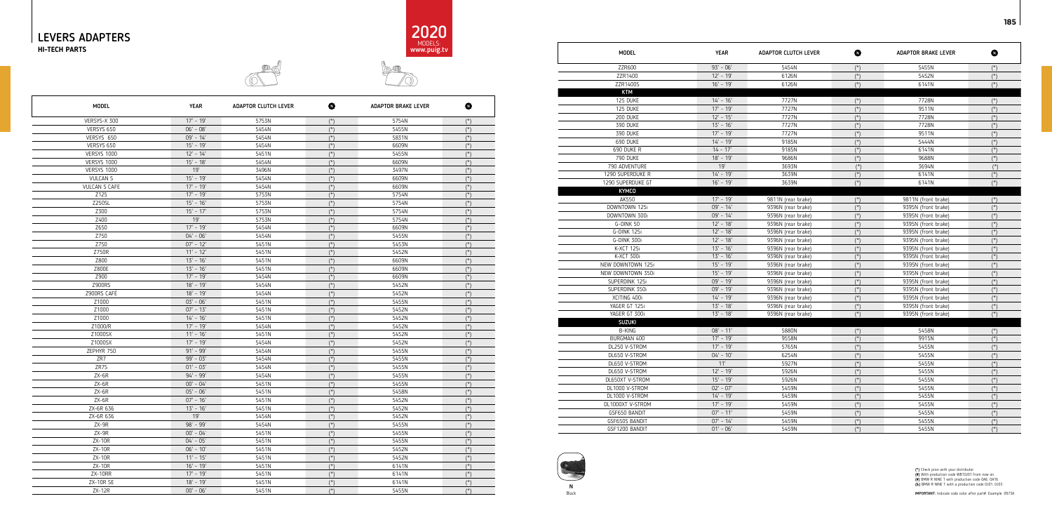# LEVERS ADAPTERS

**HI-TECH PARTS**

2020 MODELS: www.puig.tv

| MODEL | YEAR | ADAPTOR CLUTCH LEVER | N | ADAPTOR BRAKE LEVER | N |
|---|---|---|---|---|---|
| VERSYS-X 300 | 17' - 19' | 5753N | (*) | 5754N | (*) |
| VERSYS 650 | 06' - 08' | 5454N | (*) | 5455N | (*) |
| VERSYS 650 | 09' - 14' | 5454N | (*) | 5831N | (*) |
| VERSYS 650 | 15' - 19' | 5454N | (*) | 6609N | (*) |
| VERSYS 1000 | 12' - 14' | 5451N | (*) | 5455N | (*) |
| VERSYS 1000 | 15' - 18' | 5454N | (*) | 6609N | (*) |
| VERSYS 1000 | 19' | 3496N | (*) | 3497N | (*) |
| VULCAN S | 15' - 19' | 5454N | (*) | 6609N | (*) |
| VULCAN S CAFE | 17' - 19' | 5454N | (*) | 6609N | (*) |
| Z125 | 17' - 19' | 5753N | (*) | 5754N | (*) |
| Z250SL | 15' - 16' | 5753N | (*) | 5754N | (*) |
| Z300 | 15' - 17' | 5753N | (*) | 5754N | (*) |
| Z400 | 19' | 5753N | (*) | 5754N | (*) |
| Z650 | 17' - 19' | 5454N | (*) | 6609N | (*) |
| Z750 | 04' - 06' | 5454N | (*) | 5455N | (*) |
| Z750 | 07' - 12' | 5451N | (*) | 5453N | (*) |
| Z750R | 11' - 12' | 5451N | (*) | 5452N | (*) |
| Z800 | 13' - 16' | 5451N | (*) | 6609N | (*) |
| Z800E | 13' - 16' | 5451N | (*) | 6609N | (*) |
| Z900 | 17' - 19' | 5454N | (*) | 6609N | (*) |
| Z900RS | 18' - 19' | 5454N | (*) | 5452N | (*) |
| Z900RS CAFÉ | 18' - 19' | 5454N | (*) | 5452N | (*) |
| Z1000 | 03' - 06' | 5451N | (*) | 5455N | (*) |
| Z1000 | 07' - 13' | 5451N | (*) | 5452N | (*) |
| Z1000 | 14' - 16' | 5451N | (*) | 5452N | (*) |
| Z1000/R | 17' - 19' | 5454N | (*) | 5452N | (*) |
| Z1000SX | 11' - 16' | 5451N | (*) | 5452N | (*) |
| Z1000SX | 17' - 19' | 5454N | (*) | 5452N | (*) |
| ZEPHYR 750 | 91' - 99' | 5454N | (*) | 5455N | (*) |
| ZR7 | 99' - 03' | 5454N | (*) | 5455N | (*) |
| ZR7S | 01' - 03' | 5454N | (*) | 5455N | (*) |
| ZX-6R | 94' - 99' | 5454N | (*) | 5455N | (*) |
| ZX-6R | 00' - 04' | 5451N | (*) | 5455N | (*) |
| ZX-6R | 05' - 06' | 5451N | (*) | 5458N | (*) |
| ZX-6R | 07' - 16' | 5451N | (*) | 5452N | (*) |
| ZX-6R 636 | 13' - 16' | 5451N | (*) | 5452N | (*) |
| ZX-6R 636 | 19' | 5454N | (*) | 5452N | (*) |
| ZX-9R | 98' - 99' | 5454N | (*) | 5455N | (*) |
| ZX-9R | 00' - 04' | 5451N | (*) | 5455N | (*) |
| ZX-10R | 04' - 05' | 5451N | (*) | 5455N | (*) |
| ZX-10R | 06' - 10' | 5451N | (*) | 5452N | (*) |
| ZX-10R | 11' - 15' | 5451N | (*) | 5452N | (*) |
| ZX-10R | 16' - 19' | 5451N | (*) | 6141N | (*) |
| ZX-10RR | 17' - 19' | 5451N | (*) | 6141N | (*) |
| ZX-10R SE | 18' - 19' | 5451N | (*) | 6141N | (*) |
| ZX-12R | 00' - 06' | 5451N | (*) | 5455N | (*) |

| MODEL | YEAR | ADAPTOR CLUTCH LEVER | N | ADAPTOR BRAKE LEVER | N |
|---|---|---|---|---|---|
| ZZR600 | 93' - 06' | 5454N | (*) | 5455N | (*) |
| ZZR1400 | 12' - 19' | 6126N | (*) | 5452N | (*) |
| ZZR1400S | 16' - 19' | 6126N | (*) | 6141N | (*) |
| **KTM** | | | | | |
| 125 DUKE | 14' - 16' | 7727N | (*) | 7728N | (*) |
| 125 DUKE | 17' - 19' | 7727N | (*) | 9511N | (*) |
| 200 DUKE | 12' - 15' | 7727N | (*) | 7728N | (*) |
| 390 DUKE | 13' - 16' | 7727N | (*) | 7728N | (*) |
| 390 DUKE | 17' - 19' | 7727N | (*) | 9511N | (*) |
| 690 DUKE | 14' - 19' | 9185N | (*) | 5444N | (*) |
| 690 DUKE R | 14 - 17' | 9185N | (*) | 6141N | (*) |
| 790 DUKE | 18' - 19' | 9686N | (*) | 9688N | (*) |
| 790 ADVENTURE | 19' | 3693N | (*) | 3694N | (*) |
| 1290 SUPERDUKE R | 14' - 19' | 3639N | (*) | 6141N | (*) |
| 1290 SUPERDUKE GT | 16' - 19' | 3639N | (*) | 6141N | (*) |
| **KYMCO** | | | | | |
| AK550 | 17' - 19' | 9811N (rear brake) | (*) | 9811N (front brake) | (*) |
| DOWNTOWN 125i | 09' - 14' | 9396N (rear brake) | (*) | 9395N (front brake) | (*) |
| DOWNTOWN 300i | 09' - 14' | 9396N (rear brake) | (*) | 9395N (front brake) | (*) |
| G-DINK 50 | 12' - 18' | 9396N (rear brake) | (*) | 9395N (front brake) | (*) |
| G-DINK 125i | 12' - 18' | 9396N (rear brake) | (*) | 9395N (front brake) | (*) |
| G-DINK 300i | 12' - 18' | 9396N (rear brake) | (*) | 9395N (front brake) | (*) |
| K-XCT 125i | 13' - 16' | 9396N (rear brake) | (*) | 9395N (front brake) | (*) |
| K-XCT 300i | 13' - 16' | 9396N (rear brake) | (*) | 9395N (front brake) | (*) |
| NEW DOWNTOWN 125i | 15' - 19' | 9396N (rear brake) | (*) | 9395N (front brake) | (*) |
| NEW DOWNTOWN 350i | 15' - 19' | 9396N (rear brake) | (*) | 9395N (front brake) | (*) |
| SUPERDINK 125i | 09' - 19' | 9396N (rear brake) | (*) | 9395N (front brake) | (*) |
| SUPERDINK 350i | 09' - 19' | 9396N (rear brake) | (*) | 9395N (front brake) | (*) |
| XCITING 400i | 14' - 19' | 9396N (rear brake) | (*) | 9395N (front brake) | (*) |
| YAGER GT 125i | 13' - 18' | 9396N (rear brake) | (*) | 9395N (front brake) | (*) |
| YAGER GT 300i | 13' - 18' | 9396N (rear brake) | (*) | 9395N (front brake) | (*) |
| **SUZUKI** | | | | | |
| B-KING | 08' - 11' | 5880N | (*) | 5458N | (*) |
| BURGMAN 400 | 17' - 19' | 9558N | (*) | 9915N | (*) |
| DL250 V-STROM | 17' - 19' | 5765N | (*) | 5455N | (*) |
| DL650 V-STROM | 04' - 10' | 6254N | (*) | 5455N | (*) |
| DL650 V-STROM | 11' | 5927N | (*) | 5455N | (*) |
| DL650 V-STROM | 12' - 19' | 5926N | (*) | 5455N | (*) |
| DL650XT V-STROM | 15' - 19' | 5926N | (*) | 5455N | (*) |
| DL1000 V-STROM | 02' - 07' | 5459N | (*) | 5455N | (*) |
| DL1000 V-STROM | 14' - 19' | 5459N | (*) | 5455N | (*) |
| DL1000XT V-STROM | 17' - 19' | 5459N | (*) | 5455N | (*) |
| GSF650 BANDIT | 07' - 11' | 5459N | (*) | 5455N | (*) |
| GSF650S BANDIT | 07' - 14' | 5459N | (*) | 5455N | (*) |
| GSF1200 BANDIT | 01' - 06' | 5459N | (*) | 5455N | (*) |

N
Black

(*) Check price with your distributor.
(#) With production code WB10/01 from now on
(¥) BMW R NINE T with production code 0A6, 0A16
(&) BMW R NINE T with a production code 0J01, 0J03

IMPORTANT: Indicate code color after part#. Example: 0973A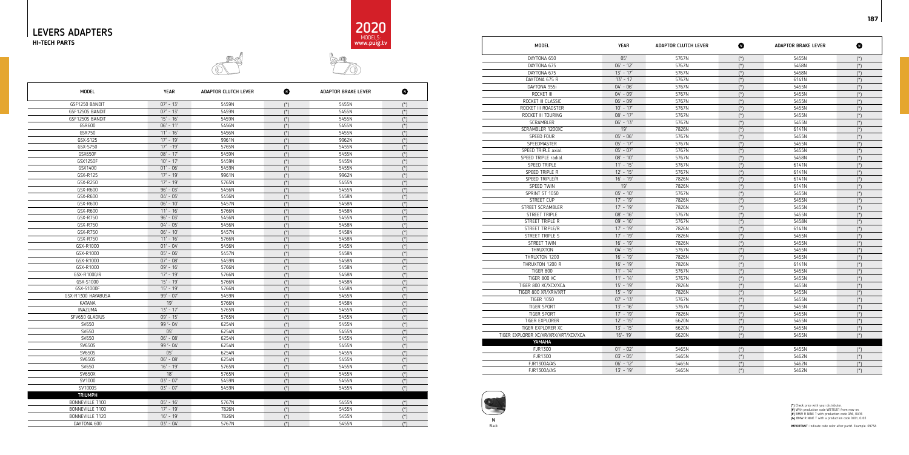# LEVERS ADAPTERS

## HI-TECH PARTS

2020 MODELS: www.puig.tv

| MODEL | YEAR | ADAPTOR CLUTCH LEVER | N | ADAPTOR BRAKE LEVER | N |
|---|---|---|---|---|---|
| GSF1250 BANDIT | 07' - 13' | 5459N | (*) | 5455N | (*) |
| GSF1250S BANDIT | 07' - 13' | 5459N | (*) | 5455N | (*) |
| GSF1250S BANDIT | 15' - 16' | 5459N | (*) | 5455N | (*) |
| GSR600 | 06' - 11' | 5456N | (*) | 5455N | (*) |
| GSR750 | 11' - 16' | 5456N | (*) | 5455N | (*) |
| GSX-S125 | 17' - 19' | 9961N | (*) | 9962N | (*) |
| GSX-S750 | 17' -19' | 5765N | (*) | 5455N | (*) |
| GSX650F | 08' - 17' | 5459N | (*) | 5455N | (*) |
| GSX1250F | 10' - 17' | 5459N | (*) | 5455N | (*) |
| GSX1400 | 01' - 06' | 5459N | (*) | 5455N | (*) |
| GSX-R125 | 17' - 19' | 9961N | (*) | 9962N | (*) |
| GSX-R250 | 17' - 19' | 5765N | (*) | 5455N | (*) |
| GSX-R600 | 96' - 03' | 5456N | (*) | 5455N | (*) |
| GSX-R600 | 04' - 05' | 5456N | (*) | 5458N | (*) |
| GSX-R600 | 06' - 10' | 5457N | (*) | 5458N | (*) |
| GSX-R600 | 11' - 16' | 5766N | (*) | 5458N | (*) |
| GSX-R750 | 96' - 03' | 5456N | (*) | 5455N | (*) |
| GSX-R750 | 04' - 05' | 5456N | (*) | 5458N | (*) |
| GSX-R750 | 06' - 10' | 5457N | (*) | 5458N | (*) |
| GSX-R750 | 11' - 16' | 5766N | (*) | 5458N | (*) |
| GSX-R1000 | 01' - 04' | 5456N | (*) | 5455N | (*) |
| GSX-R1000 | 05' - 06' | 5457N | (*) | 5458N | (*) |
| GSX-R1000 | 07' - 08' | 5459N | (*) | 5458N | (*) |
| GSX-R1000 | 09' - 16' | 5766N | (*) | 5458N | (*) |
| GSX-R1000/R | 17' - 19' | 5766N | (*) | 5458N | (*) |
| GSX-S1000 | 15' - 19' | 5766N | (*) | 5458N | (*) |
| GSX-S1000F | 15' - 19' | 5766N | (*) | 5458N | (*) |
| GSX-R1300 HAYABUSA | 99' - 07' | 5459N | (*) | 5455N | (*) |
| KATANA | 19' | 5766N | (*) | 5458N | (*) |
| INAZUMA | 13' - 17' | 5765N | (*) | 5455N | (*) |
| SFV650 GLADIUS | 09' - 15' | 5765N | (*) | 5455N | (*) |
| SV650 | 99 '- 04' | 6254N | (*) | 5455N | (*) |
| SV650 | 05' | 6254N | (*) | 5455N | (*) |
| SV650 | 06' - 08' | 6254N | (*) | 5455N | (*) |
| SV650S | 99 '- 04' | 6254N | (*) | 5455N | (*) |
| SV650S | 05' | 6254N | (*) | 5455N | (*) |
| SV650S | 06' - 08' | 6254N | (*) | 5455N | (*) |
| SV650 | 16' - 19' | 5765N | (*) | 5455N | (*) |
| SV650X | 18' | 5765N | (*) | 5455N | (*) |
| SV1000 | 03' - 07' | 5459N | (*) | 5455N | (*) |
| SV1000S | 03' - 07' | 5459N | (*) | 5455N | (*) |
| **TRIUMPH** | | | | | |
| BONNEVILLE T100 | 05' - 16' | 5767N | (*) | 5455N | (*) |
| BONNEVILLE T100 | 17' - 19' | 7826N | (*) | 5455N | (*) |
| BONNEVILLE T120 | 16' - 19' | 7826N | (*) | 5455N | (*) |
| DAYTONA 600 | 03' - 04' | 5767N | (*) | 5455N | (*) |
| DAYTONA 650 | 05' | 5767N | (*) | 5455N | (*) |
| DAYTONA 675 | 06' - 12' | 5767N | (*) | 5458N | (*) |
| DAYTONA 675 | 13' - 17' | 5767N | (*) | 5458N | (*) |
| DAYTONA 675 R | 13' - 17 | 5767N | (*) | 6141N | (*) |
| DAYTONA 955i | 04' - 06' | 5767N | (*) | 5455N | (*) |
| ROCKET III | 04' - 09' | 5767N | (*) | 5455N | (*) |
| ROCKET III CLASSIC | 06' - 09' | 5767N | (*) | 5455N | (*) |
| ROCKET III ROADSTER | 10' - 17' | 5767N | (*) | 5455N | (*) |
| ROCKET III TOURING | 08' - 17' | 5767N | (*) | 5455N | (*) |
| SCRAMBLER | 06' - 13' | 5767N | (*) | 5455N | (*) |
| SCRAMBLER 1200XC | 19' | 7826N | (*) | 6141N | (*) |
| SPEED FOUR | 05' - 06' | 5767N | (*) | 5455N | (*) |
| SPEEDMASTER | 05' - 17' | 5767N | (*) | 5455N | (*) |
| SPEED TRIPLE axial | 05' - 07' | 5767N | (*) | 5455N | (*) |
| SPEED TRIPLE radial | 08' - 10' | 5767N | (*) | 5458N | (*) |
| SPEED TRIPLE | 11' - 15' | 5767N | (*) | 6141N | (*) |
| SPEED TRIPLE R | 12' - 15' | 5767N | (*) | 6141N | (*) |
| SPEED TRIPLE/R | 16' - 19' | 7826N | (*) | 6141N | (*) |
| SPEED TWIN | 19' | 7826N | (*) | 6141N | (*) |
| SPRINT ST 1050 | 05' - 10' | 5767N | (*) | 5455N | (*) |
| STREET CUP | 17' - 19' | 7826N | (*) | 5455N | (*) |
| STREET SCRAMBLER | 17' - 19' | 7826N | (*) | 5455N | (*) |
| STREET TRIPLE | 08' - 16' | 5767N | (*) | 5455N | (*) |
| STREET TRIPLE R | 09' - 16' | 5767N | (*) | 5458N | (*) |
| STREET TRIPLE/R | 17' - 19' | 7826N | (*) | 6141N | (*) |
| STREET TRIPLE S | 17' - 19' | 7826N | (*) | 5455N | (*) |
| STREET TWIN | 16' - 19' | 7826N | (*) | 5455N | (*) |
| THRUXTON | 04' - 15' | 5767N | (*) | 5455N | (*) |
| THRUXTON 1200 | 16' - 19' | 7826N | (*) | 5455N | (*) |
| THRUXTON 1200 R | 16' - 19' | 7826N | (*) | 6141N | (*) |
| TIGER 800 | 11' - 14' | 5767N | (*) | 5455N | (*) |
| TIGER 800 XC | 11' - 14' | 5767N | (*) | 5455N | (*) |
| TIGER 800 XC/XCX/XCA | 15' - 19' | 7826N | (*) | 5455N | (*) |
| TIGER 800 XR/XRX/XRT | 15' - 19' | 7826N | (*) | 5455N | (*) |
| TIGER 1050 | 07' - 13' | 5767N | (*) | 5455N | (*) |
| TIGER SPORT | 13' - 16' | 5767N | (*) | 5455N | (*) |
| TIGER SPORT | 17' - 19' | 7826N | (*) | 5455N | (*) |
| TIGER EXPLORER | 12' - 15' | 6620N | (*) | 5455N | (*) |
| TIGER EXPLORER XC | 13' - 15' | 6620N | (*) | 5455N | (*) |
| TIGER EXPLORER XC/XR/XRX/XRT/XCX/XCA | 16'- 19' | 6620N | (*) | 5455N | (*) |
| **YAMAHA** | | | | | |
| FJR1300 | 01' - 02' | 5465N | (*) | 5455N | (*) |
| FJR1300 | 03' - 05' | 5465N | (*) | 5462N | (*) |
| FJR1300A/AS | 06' - 12' | 5465N | (*) | 5462N | (*) |
| FJR1300A/AS | 13' - 19' | 5465N | (*) | 5462N | (*) |

N
Black

**(*)** Check price with your distributor.
**(#)** With production code WB10/01 from now on.
**(¥)** BMW R NINE T with production code 0A6, 0A16
**(&)** BMW R NINE T with a production code 0J01, 0J03

**IMPORTANT**: Indicate code color after part#. Example: 0973A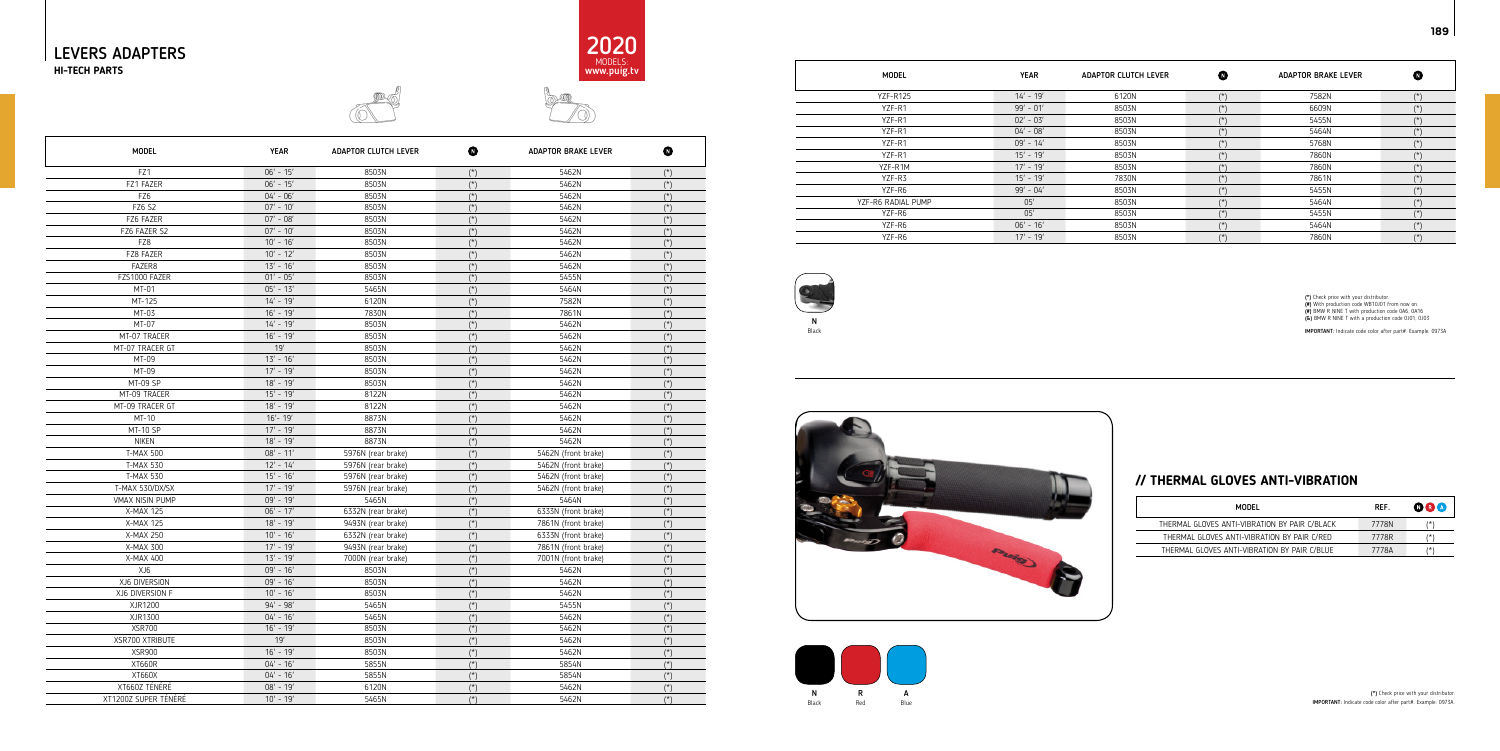# LEVERS ADAPTERS

**HI-TECH PARTS**

2020 MODELS: www.puig.tv

| MODEL | YEAR | ADAPTOR CLUTCH LEVER | N | ADAPTOR BRAKE LEVER | N |
|---|---|---|---|---|---|
| FZ1 | 06' - 15' | 8503N | (*) | 5462N | (*) |
| FZ1 FAZER | 06' - 15' | 8503N | (*) | 5462N | (*) |
| FZ6 | 04' - 06' | 8503N | (*) | 5462N | (*) |
| FZ6 S2 | 07' - 10' | 8503N | (*) | 5462N | (*) |
| FZ6 FAZER | 07' - 08' | 8503N | (*) | 5462N | (*) |
| FZ6 FAZER S2 | 07' - 10' | 8503N | (*) | 5462N | (*) |
| FZ8 | 10' - 16' | 8503N | (*) | 5462N | (*) |
| FZ8 FAZER | 10' - 12' | 8503N | (*) | 5462N | (*) |
| FAZER8 | 13' - 16' | 8503N | (*) | 5462N | (*) |
| FZS1000 FAZER | 01' - 05' | 8503N | (*) | 5455N | (*) |
| MT-01 | 05' - 13' | 5465N | (*) | 5464N | (*) |
| MT-125 | 14' - 19' | 6120N | (*) | 7582N | (*) |
| MT-03 | 16' - 19' | 7830N | (*) | 7861N | (*) |
| MT-07 | 14' - 19' | 8503N | (*) | 5462N | (*) |
| MT-07 TRACER | 16' - 19' | 8503N | (*) | 5462N | (*) |
| MT-07 TRACER GT | 19' | 8503N | (*) | 5462N | (*) |
| MT-09 | 13' - 16' | 8503N | (*) | 5462N | (*) |
| MT-09 | 17' - 19' | 8503N | (*) | 5462N | (*) |
| MT-09 SP | 18' - 19' | 8503N | (*) | 5462N | (*) |
| MT-09 TRACER | 15' - 19' | 8122N | (*) | 5462N | (*) |
| MT-09 TRACER GT | 18' - 19' | 8122N | (*) | 5462N | (*) |
| MT-10 | 16'- 19' | 8873N | (*) | 5462N | (*) |
| MT-10 SP | 17' - 19' | 8873N | (*) | 5462N | (*) |
| NIKEN | 18' - 19' | 8873N | (*) | 5462N | (*) |
| T-MAX 500 | 08' - 11' | 5976N (rear brake) | (*) | 5462N (front brake) | (*) |
| T-MAX 530 | 12' - 14' | 5976N (rear brake) | (*) | 5462N (front brake) | (*) |
| T-MAX 530 | 15' - 16' | 5976N (rear brake) | (*) | 5462N (front brake) | (*) |
| T-MAX 530/DX/SX | 17' - 19' | 5976N (rear brake) | (*) | 5462N (front brake) | (*) |
| VMAX NISIN PUMP | 09' - 19' | 5465N | (*) | 5464N | (*) |
| X-MAX 125 | 06' - 17' | 6332N (rear brake) | (*) | 6333N (front brake) | (*) |
| X-MAX 125 | 18' - 19' | 9493N (rear brake) | (*) | 7861N (front brake) | (*) |
| X-MAX 250 | 10' - 16' | 6332N (rear brake) | (*) | 6333N (front brake) | (*) |
| X-MAX 300 | 17' - 19' | 9493N (rear brake) | (*) | 7861N (front brake) | (*) |
| X-MAX 400 | 13' - 19' | 7000N (rear brake) | (*) | 7001N (front brake) | (*) |
| XJ6 | 09' - 16' | 8503N | (*) | 5462N | (*) |
| XJ6 DIVERSION | 09' - 16' | 8503N | (*) | 5462N | (*) |
| XJ6 DIVERSION F | 10' - 16' | 8503N | (*) | 5462N | (*) |
| XJR1200 | 94' - 98' | 5465N | (*) | 5455N | (*) |
| XJR1300 | 04' - 16' | 5465N | (*) | 5462N | (*) |
| XSR700 | 16' - 19' | 8503N | (*) | 5462N | (*) |
| XSR700 XTRIBUTE | 19' | 8503N | (*) | 5462N | (*) |
| XSR900 | 16' - 19' | 8503N | (*) | 5462N | (*) |
| XT660R | 04' - 16' | 5855N | (*) | 5854N | (*) |
| XT660X | 04' - 16' | 5855N | (*) | 5854N | (*) |
| XT660Z TENERE | 08' - 19' | 6120N | (*) | 5462N | (*) |
| XT1200Z SUPER TÉNÉRÉ | 10' - 19' | 5465N | (*) | 5462N | (*) |
| YZF-R125 | 14' - 19' | 6120N | (*) | 7582N | (*) |
| YZF-R1 | 99' - 01' | 8503N | (*) | 6609N | (*) |
| YZF-R1 | 02' - 03' | 8503N | (*) | 5455N | (*) |
| YZF-R1 | 04' - 08' | 8503N | (*) | 5464N | (*) |
| YZF-R1 | 09' - 14' | 8503N | (*) | 5768N | (*) |
| YZF-R1 | 15' - 19' | 8503N | (*) | 7860N | (*) |
| YZF-R1M | 17' - 19' | 8503N | (*) | 7860N | (*) |
| YZF-R3 | 15' - 19' | 7830N | (*) | 7861N | (*) |
| YZF-R6 | 99' - 04' | 8503N | (*) | 5455N | (*) |
| YZF-R6 RADIAL PUMP | 05' | 8503N | (*) | 5464N | (*) |
| YZF-R6 | 05' | 8503N | (*) | 5455N | (*) |
| YZF-R6 | 06' - 16' | 8503N | (*) | 5464N | (*) |
| YZF-R6 | 17' - 19' | 8503N | (*) | 7860N | (*) |

N
Black

(*) Check price with your distributor.
(#) With production code WB10/01 from now on.
(#) BMW R NINE T with production code 0A6, 0A16
(&) BMW R NINE T with a production code 0J01, 0J03

IMPORTANT: Indicate code color after part#. Example: 0973A

## // THERMAL GLOVES ANTI-VIBRATION

| MODEL | REF. | N R A |
|---|---|---|
| THERMAL GLOVES ANTI-VIBRATION BY PAIR C/BLACK | 7778N | (*) |
| THERMAL GLOVES ANTI-VIBRATION BY PAIR C/RED | 7778R | (*) |
| THERMAL GLOVES ANTI-VIBRATION BY PAIR C/BLUE | 7778A | (*) |

N Black · R Red · A Blue

(*) Check price with your distributor.
IMPORTANT: Indicate code color after part#. Example: 0973A